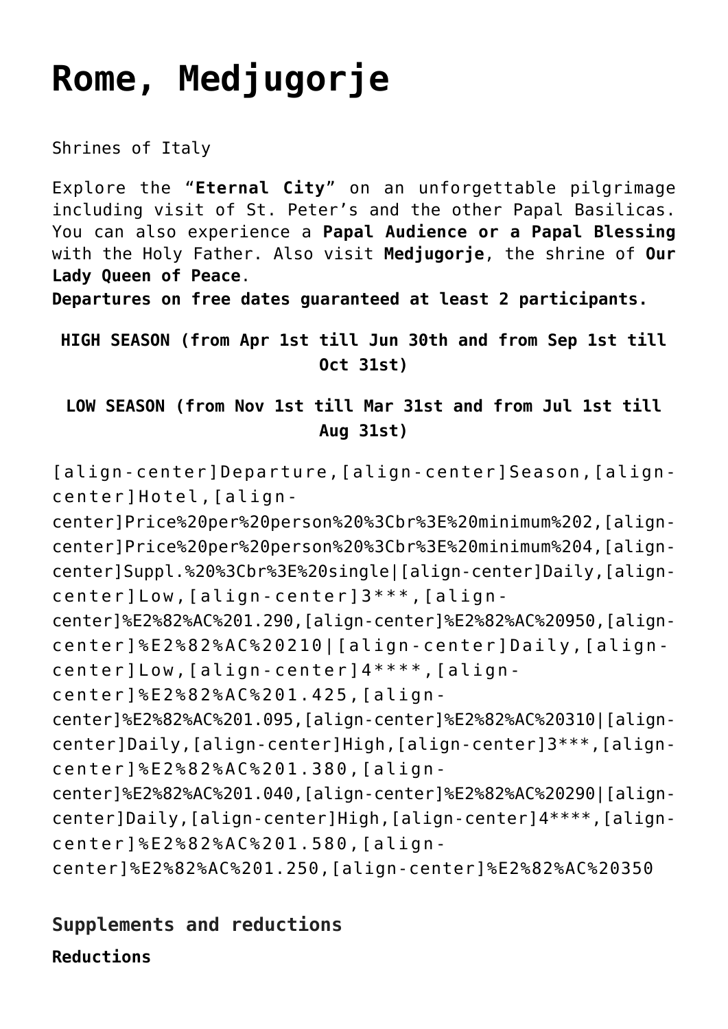# Rome, Medjugorje

Shrines of Italy

Explore the "**Eternal City**" on an unforgettable pilgrimage including visit of St. Peter's and the other Papal Basilicas. You can also experience a **Papal Audience or a Papal Blessing** with the Holy Father. Also visit **Medjugorje**, the shrine of **Our Lady Queen of Peace**.
**Departures on free dates guaranteed at least 2 participants.**

**HIGH SEASON (from Apr 1st till Jun 30th and from Sep 1st till Oct 31st)**

**LOW SEASON (from Nov 1st till Mar 31st and from Jul 1st till Aug 31st)**

| Departure | Season | Hotel | Price per person minimum 2 | Price per person minimum 4 | Suppl. single |
|---|---|---|---|---|---|
| Daily | Low | 3*** | € 1.290 | € 950 | € 210 |
| Daily | Low | 4**** | € 1.425 | € 1.095 | € 310 |
| Daily | High | 3*** | € 1.380 | € 1.040 | € 290 |
| Daily | High | 4**** | € 1.580 | € 1.250 | € 350 |

## Supplements and reductions

**Reductions**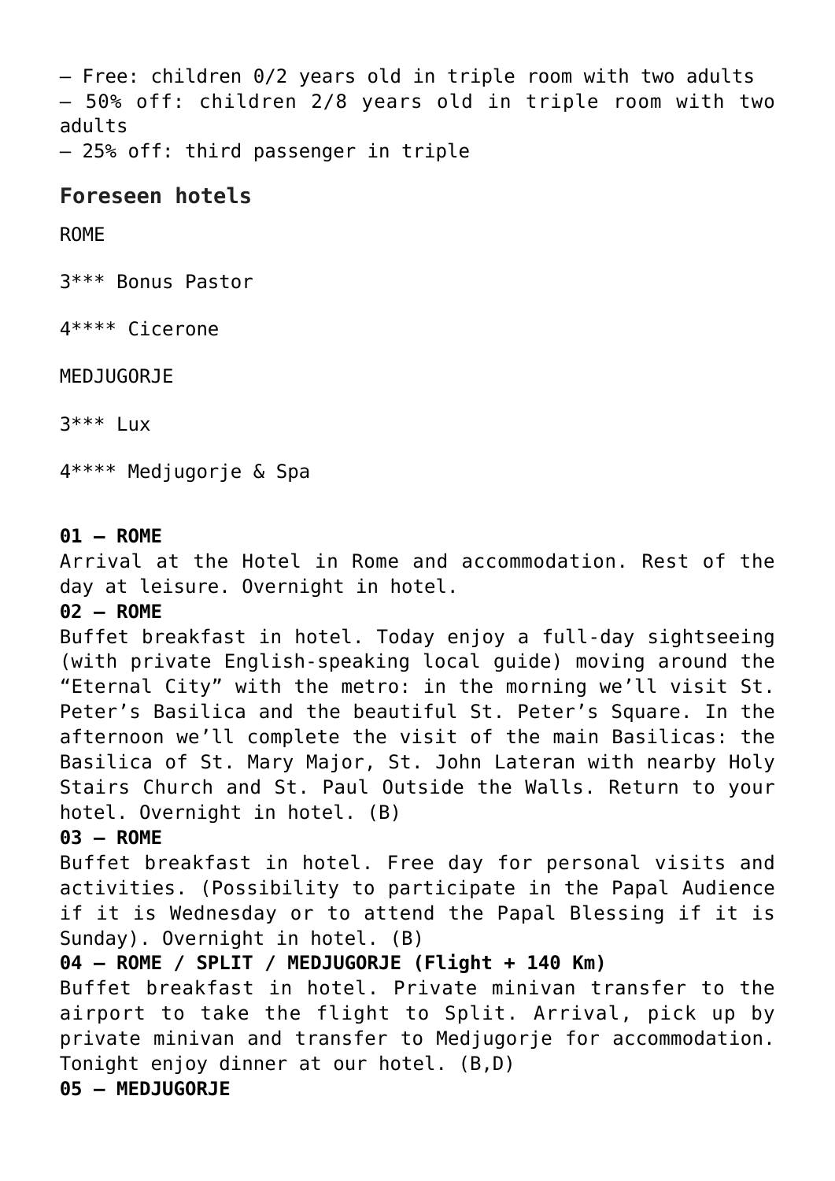– Free: children 0/2 years old in triple room with two adults
– 50% off: children 2/8 years old in triple room with two adults
– 25% off: third passenger in triple

## Foreseen hotels

ROME

3*** Bonus Pastor

4**** Cicerone

MEDJUGORJE

3*** Lux

4**** Medjugorje & Spa

**01 – ROME**
Arrival at the Hotel in Rome and accommodation. Rest of the day at leisure. Overnight in hotel.
**02 – ROME**
Buffet breakfast in hotel. Today enjoy a full-day sightseeing (with private English-speaking local guide) moving around the "Eternal City" with the metro: in the morning we'll visit St. Peter's Basilica and the beautiful St. Peter's Square. In the afternoon we'll complete the visit of the main Basilicas: the Basilica of St. Mary Major, St. John Lateran with nearby Holy Stairs Church and St. Paul Outside the Walls. Return to your hotel. Overnight in hotel. (B)
**03 – ROME**
Buffet breakfast in hotel. Free day for personal visits and activities. (Possibility to participate in the Papal Audience if it is Wednesday or to attend the Papal Blessing if it is Sunday). Overnight in hotel. (B)
**04 – ROME / SPLIT / MEDJUGORJE (Flight + 140 Km)**
Buffet breakfast in hotel. Private minivan transfer to the airport to take the flight to Split. Arrival, pick up by private minivan and transfer to Medjugorje for accommodation. Tonight enjoy dinner at our hotel. (B,D)
**05 – MEDJUGORJE**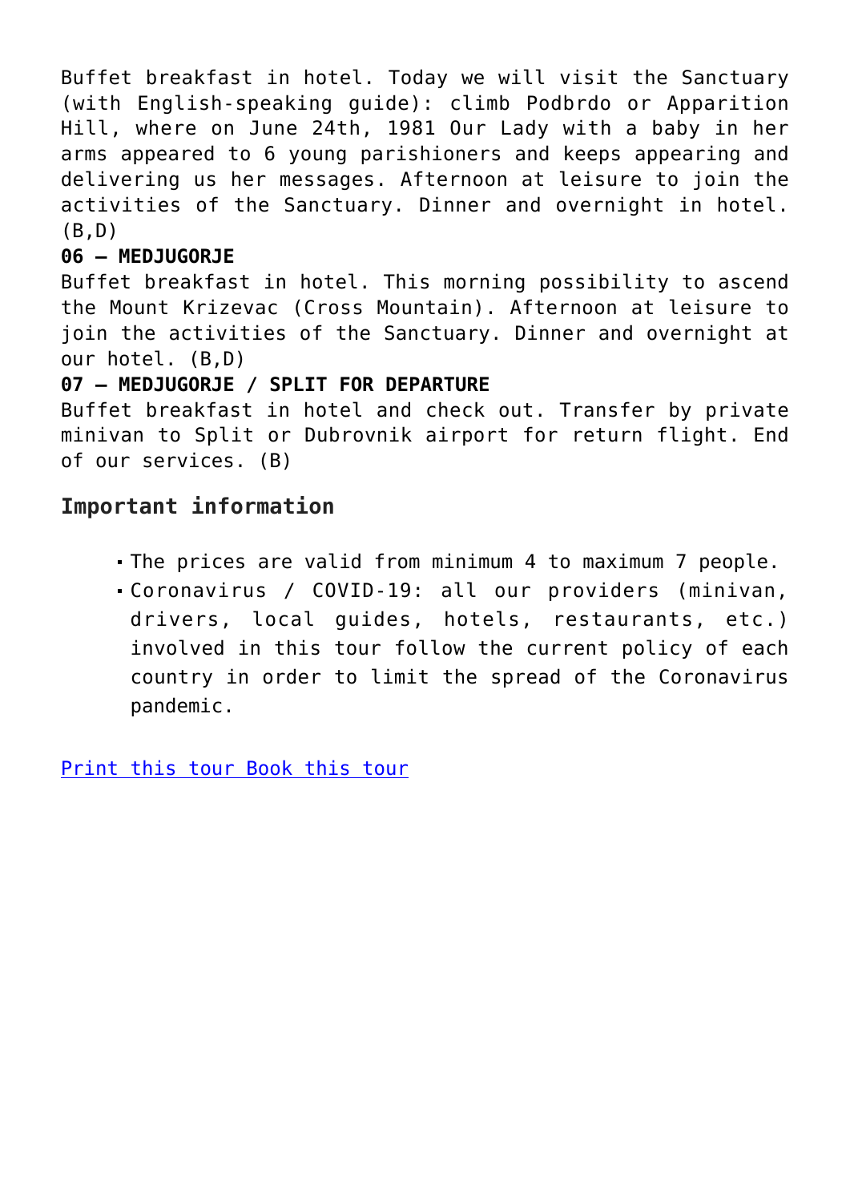Buffet breakfast in hotel. Today we will visit the Sanctuary (with English-speaking guide): climb Podbrdo or Apparition Hill, where on June 24th, 1981 Our Lady with a baby in her arms appeared to 6 young parishioners and keeps appearing and delivering us her messages. Afternoon at leisure to join the activities of the Sanctuary. Dinner and overnight in hotel. (B,D)

**06 – MEDJUGORJE**

Buffet breakfast in hotel. This morning possibility to ascend the Mount Krizevac (Cross Mountain). Afternoon at leisure to join the activities of the Sanctuary. Dinner and overnight at our hotel. (B,D)

**07 – MEDJUGORJE / SPLIT FOR DEPARTURE**

Buffet breakfast in hotel and check out. Transfer by private minivan to Split or Dubrovnik airport for return flight. End of our services. (B)

## Important information

- The prices are valid from minimum 4 to maximum 7 people.
- Coronavirus / COVID-19: all our providers (minivan, drivers, local guides, hotels, restaurants, etc.) involved in this tour follow the current policy of each country in order to limit the spread of the Coronavirus pandemic.

Print this tour Book this tour